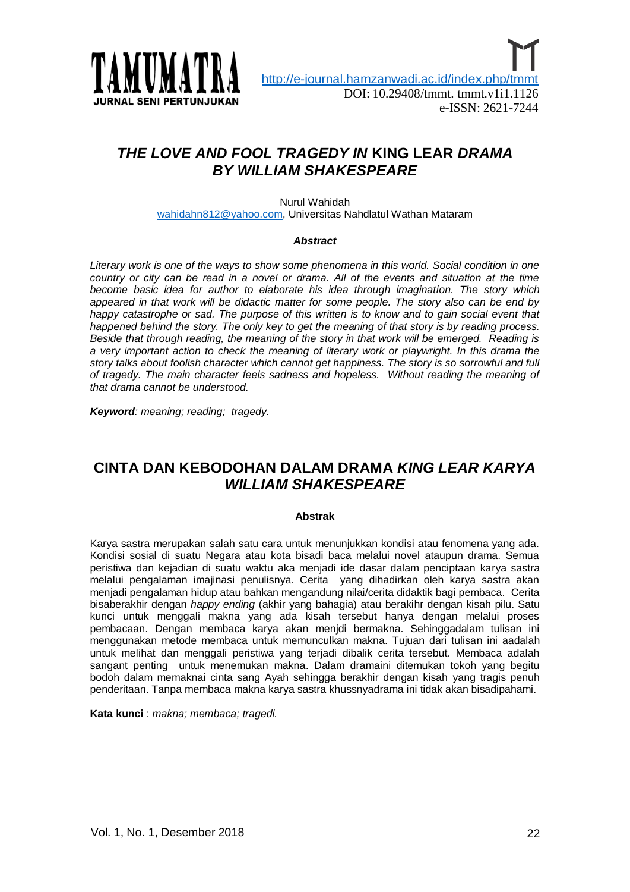# *THE LOVE AND FOOL TRAGEDY IN* KING LEAR *DRAMA BY WILLIAM SHAKESPEARE*

Nurul Wahidah
wahidahn812@yahoo.com, Universitas Nahdlatul Wathan Mataram

***Abstract***

*Literary work is one of the ways to show some phenomena in this world. Social condition in one country or city can be read in a novel or drama. All of the events and situation at the time become basic idea for author to elaborate his idea through imagination. The story which appeared in that work will be didactic matter for some people. The story also can be end by happy catastrophe or sad. The purpose of this written is to know and to gain social event that happened behind the story. The only key to get the meaning of that story is by reading process. Beside that through reading, the meaning of the story in that work will be emerged. Reading is a very important action to check the meaning of literary work or playwright. In this drama the story talks about foolish character which cannot get happiness. The story is so sorrowful and full of tragedy. The main character feels sadness and hopeless. Without reading the meaning of that drama cannot be understood.*

***Keyword****: meaning; reading; tragedy.*

# CINTA DAN KEBODOHAN DALAM DRAMA *KING LEAR KARYA WILLIAM SHAKESPEARE*

**Abstrak**

Karya sastra merupakan salah satu cara untuk menunjukkan kondisi atau fenomena yang ada. Kondisi sosial di suatu Negara atau kota bisadi baca melalui novel ataupun drama. Semua peristiwa dan kejadian di suatu waktu aka menjadi ide dasar dalam penciptaan karya sastra melalui pengalaman imajinasi penulisnya. Cerita yang dihadirkan oleh karya sastra akan menjadi pengalaman hidup atau bahkan mengandung nilai/cerita didaktik bagi pembaca. Cerita bisaberakhir dengan *happy ending* (akhir yang bahagia) atau berakihr dengan kisah pilu. Satu kunci untuk menggali makna yang ada kisah tersebut hanya dengan melalui proses pembacaan. Dengan membaca karya akan menjdi bermakna. Sehinggadalam tulisan ini menggunakan metode membaca untuk memunculkan makna. Tujuan dari tulisan ini aadalah untuk melihat dan menggali peristiwa yang terjadi dibalik cerita tersebut. Membaca adalah sangant penting untuk menemukan makna. Dalam dramaini ditemukan tokoh yang begitu bodoh dalam memaknai cinta sang Ayah sehingga berakhir dengan kisah yang tragis penuh penderitaan. Tanpa membaca makna karya sastra khussnyadrama ini tidak akan bisadipahami.

**Kata kunci** : *makna; membaca; tragedi.*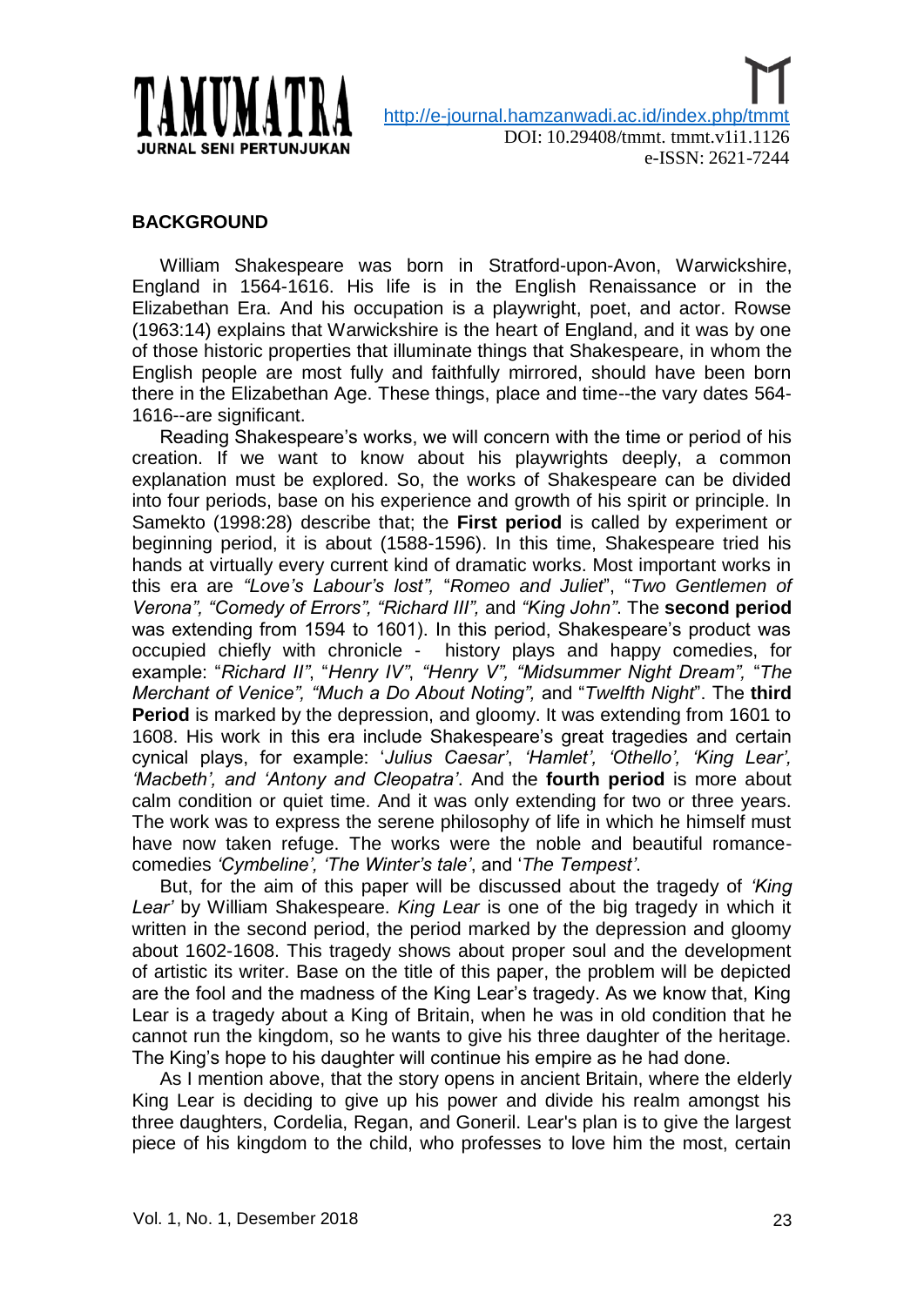## BACKGROUND

William Shakespeare was born in Stratford-upon-Avon, Warwickshire, England in 1564-1616. His life is in the English Renaissance or in the Elizabethan Era. And his occupation is a playwright, poet, and actor. Rowse (1963:14) explains that Warwickshire is the heart of England, and it was by one of those historic properties that illuminate things that Shakespeare, in whom the English people are most fully and faithfully mirrored, should have been born there in the Elizabethan Age. These things, place and time--the vary dates 564-1616--are significant.

Reading Shakespeare's works, we will concern with the time or period of his creation. If we want to know about his playwrights deeply, a common explanation must be explored. So, the works of Shakespeare can be divided into four periods, base on his experience and growth of his spirit or principle. In Samekto (1998:28) describe that; the **First period** is called by experiment or beginning period, it is about (1588-1596). In this time, Shakespeare tried his hands at virtually every current kind of dramatic works. Most important works in this era are *"Love's Labour's lost",* "*Romeo and Juliet*", "*Two Gentlemen of Verona", "Comedy of Errors", "Richard III",* and *"King John"*. The **second period** was extending from 1594 to 1601). In this period, Shakespeare's product was occupied chiefly with chronicle - history plays and happy comedies, for example: "*Richard II"*, "*Henry IV"*, *"Henry V", "Midsummer Night Dream",* "*The Merchant of Venice", "Much a Do About Noting",* and "*Twelfth Night*". The **third Period** is marked by the depression, and gloomy. It was extending from 1601 to 1608. His work in this era include Shakespeare's great tragedies and certain cynical plays, for example: '*Julius Caesar*', *'Hamlet', 'Othello', 'King Lear', 'Macbeth', and 'Antony and Cleopatra'*. And the **fourth period** is more about calm condition or quiet time. And it was only extending for two or three years. The work was to express the serene philosophy of life in which he himself must have now taken refuge. The works were the noble and beautiful romance-comedies *'Cymbeline', 'The Winter's tale'*, and '*The Tempest'*.

But, for the aim of this paper will be discussed about the tragedy of *'King Lear'* by William Shakespeare. *King Lear* is one of the big tragedy in which it written in the second period, the period marked by the depression and gloomy about 1602-1608. This tragedy shows about proper soul and the development of artistic its writer. Base on the title of this paper, the problem will be depicted are the fool and the madness of the King Lear's tragedy. As we know that, King Lear is a tragedy about a King of Britain, when he was in old condition that he cannot run the kingdom, so he wants to give his three daughter of the heritage. The King's hope to his daughter will continue his empire as he had done.

As I mention above, that the story opens in ancient Britain, where the elderly King Lear is deciding to give up his power and divide his realm amongst his three daughters, Cordelia, Regan, and Goneril. Lear's plan is to give the largest piece of his kingdom to the child, who professes to love him the most, certain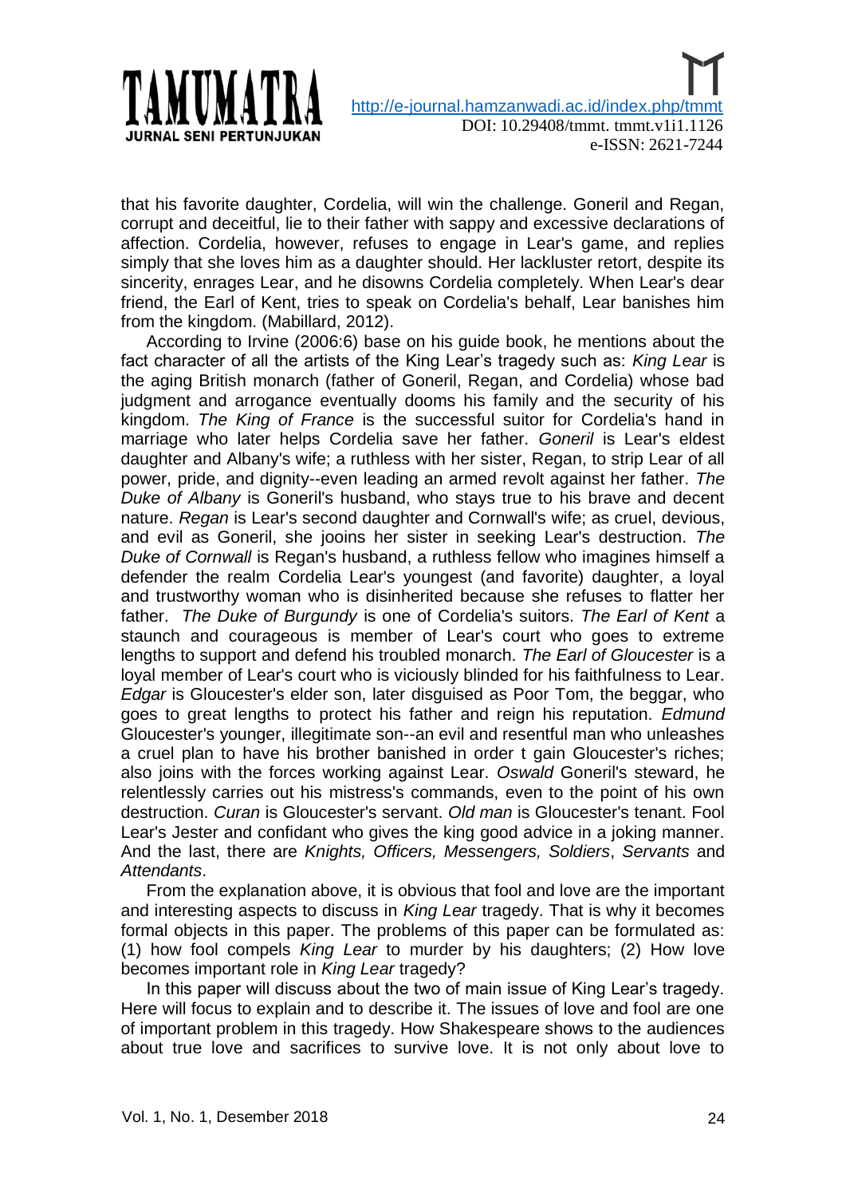that his favorite daughter, Cordelia, will win the challenge. Goneril and Regan, corrupt and deceitful, lie to their father with sappy and excessive declarations of affection. Cordelia, however, refuses to engage in Lear's game, and replies simply that she loves him as a daughter should. Her lackluster retort, despite its sincerity, enrages Lear, and he disowns Cordelia completely. When Lear's dear friend, the Earl of Kent, tries to speak on Cordelia's behalf, Lear banishes him from the kingdom. (Mabillard, 2012).

According to Irvine (2006:6) base on his guide book, he mentions about the fact character of all the artists of the King Lear's tragedy such as: *King Lear* is the aging British monarch (father of Goneril, Regan, and Cordelia) whose bad judgment and arrogance eventually dooms his family and the security of his kingdom. *The King of France* is the successful suitor for Cordelia's hand in marriage who later helps Cordelia save her father. *Goneril* is Lear's eldest daughter and Albany's wife; a ruthless with her sister, Regan, to strip Lear of all power, pride, and dignity--even leading an armed revolt against her father. *The Duke of Albany* is Goneril's husband, who stays true to his brave and decent nature. *Regan* is Lear's second daughter and Cornwall's wife; as cruel, devious, and evil as Goneril, she jooins her sister in seeking Lear's destruction. *The Duke of Cornwall* is Regan's husband, a ruthless fellow who imagines himself a defender the realm Cordelia Lear's youngest (and favorite) daughter, a loyal and trustworthy woman who is disinherited because she refuses to flatter her father. *The Duke of Burgundy* is one of Cordelia's suitors. *The Earl of Kent* a staunch and courageous is member of Lear's court who goes to extreme lengths to support and defend his troubled monarch. *The Earl of Gloucester* is a loyal member of Lear's court who is viciously blinded for his faithfulness to Lear. *Edgar* is Gloucester's elder son, later disguised as Poor Tom, the beggar, who goes to great lengths to protect his father and reign his reputation. *Edmund* Gloucester's younger, illegitimate son--an evil and resentful man who unleashes a cruel plan to have his brother banished in order t gain Gloucester's riches; also joins with the forces working against Lear. *Oswald* Goneril's steward, he relentlessly carries out his mistress's commands, even to the point of his own destruction. *Curan* is Gloucester's servant. *Old man* is Gloucester's tenant. Fool Lear's Jester and confidant who gives the king good advice in a joking manner. And the last, there are *Knights, Officers, Messengers, Soldiers*, *Servants* and *Attendants*.

From the explanation above, it is obvious that fool and love are the important and interesting aspects to discuss in *King Lear* tragedy. That is why it becomes formal objects in this paper. The problems of this paper can be formulated as: (1) how fool compels *King Lear* to murder by his daughters; (2) How love becomes important role in *King Lear* tragedy?

In this paper will discuss about the two of main issue of King Lear's tragedy. Here will focus to explain and to describe it. The issues of love and fool are one of important problem in this tragedy. How Shakespeare shows to the audiences about true love and sacrifices to survive love. It is not only about love to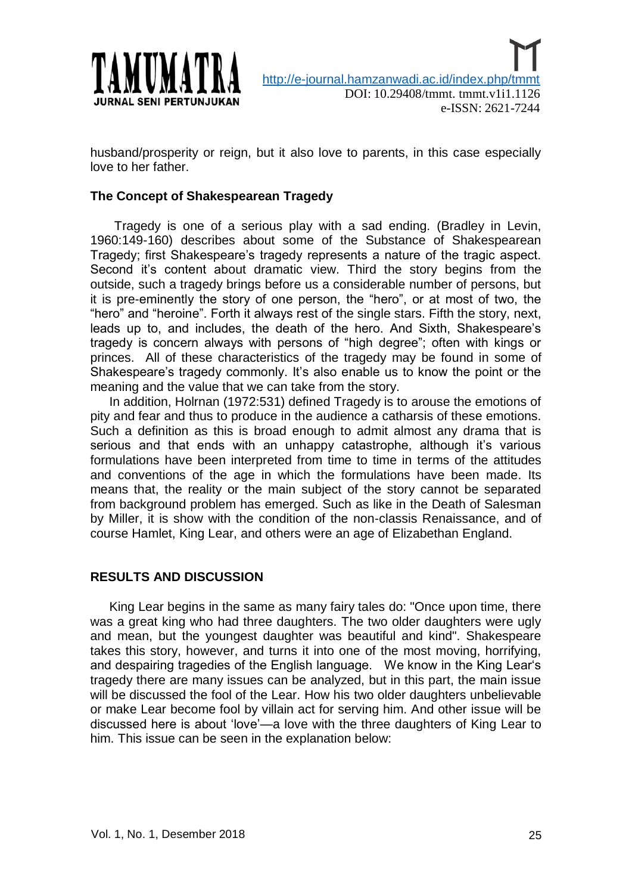husband/prosperity or reign, but it also love to parents, in this case especially love to her father.

### The Concept of Shakespearean Tragedy

Tragedy is one of a serious play with a sad ending. (Bradley in Levin, 1960:149-160) describes about some of the Substance of Shakespearean Tragedy; first Shakespeare's tragedy represents a nature of the tragic aspect. Second it's content about dramatic view. Third the story begins from the outside, such a tragedy brings before us a considerable number of persons, but it is pre-eminently the story of one person, the "hero", or at most of two, the "hero" and "heroine". Forth it always rest of the single stars. Fifth the story, next, leads up to, and includes, the death of the hero. And Sixth, Shakespeare's tragedy is concern always with persons of "high degree"; often with kings or princes. All of these characteristics of the tragedy may be found in some of Shakespeare's tragedy commonly. It's also enable us to know the point or the meaning and the value that we can take from the story.

In addition, Holrnan (1972:531) defined Tragedy is to arouse the emotions of pity and fear and thus to produce in the audience a catharsis of these emotions. Such a definition as this is broad enough to admit almost any drama that is serious and that ends with an unhappy catastrophe, although it's various formulations have been interpreted from time to time in terms of the attitudes and conventions of the age in which the formulations have been made. Its means that, the reality or the main subject of the story cannot be separated from background problem has emerged. Such as like in the Death of Salesman by Miller, it is show with the condition of the non-classis Renaissance, and of course Hamlet, King Lear, and others were an age of Elizabethan England.

## RESULTS AND DISCUSSION

King Lear begins in the same as many fairy tales do: "Once upon time, there was a great king who had three daughters. The two older daughters were ugly and mean, but the youngest daughter was beautiful and kind". Shakespeare takes this story, however, and turns it into one of the most moving, horrifying, and despairing tragedies of the English language. We know in the King Lear's tragedy there are many issues can be analyzed, but in this part, the main issue will be discussed the fool of the Lear. How his two older daughters unbelievable or make Lear become fool by villain act for serving him. And other issue will be discussed here is about 'love'—a love with the three daughters of King Lear to him. This issue can be seen in the explanation below: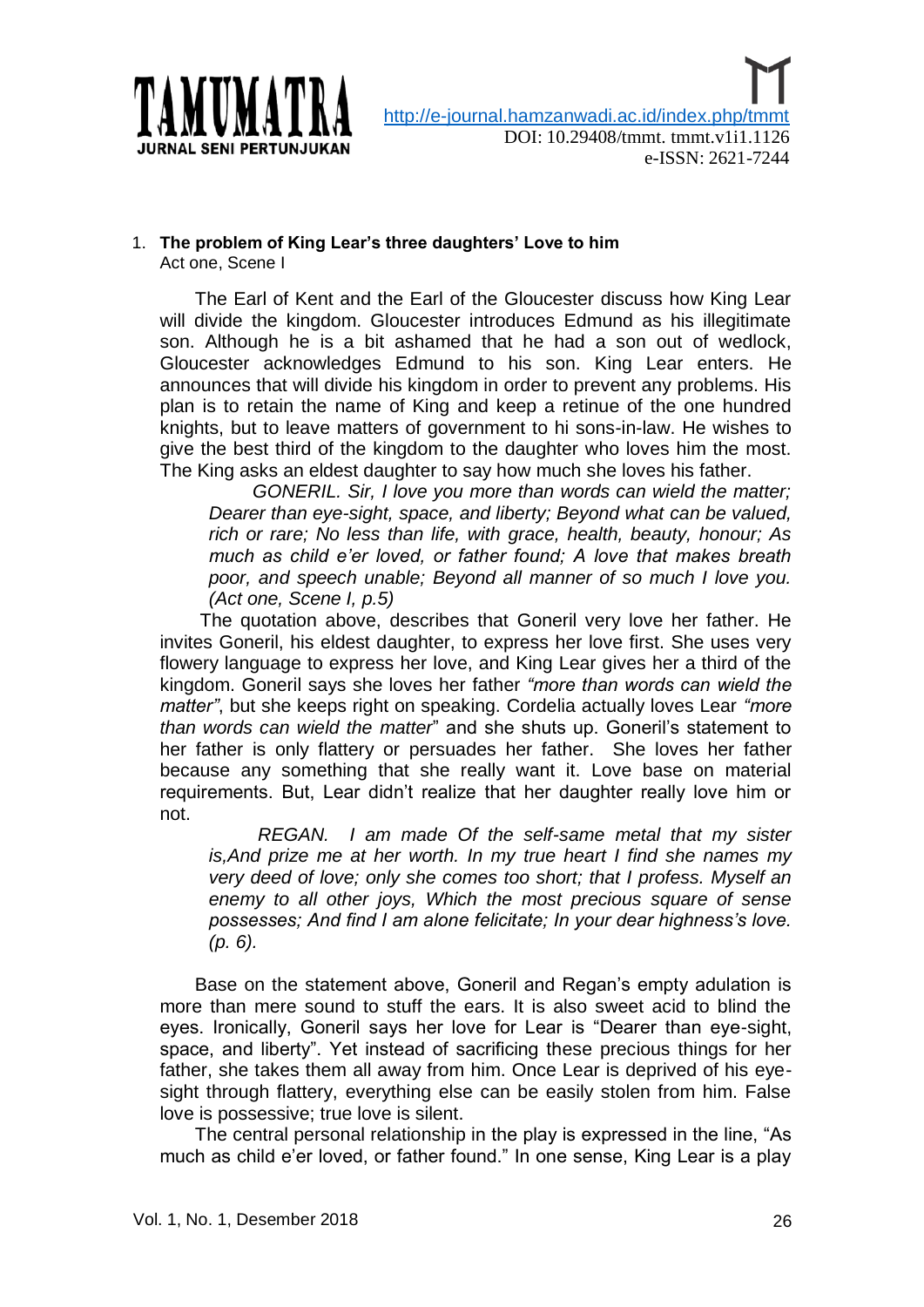1. **The problem of King Lear's three daughters' Love to him**
   Act one, Scene I

The Earl of Kent and the Earl of the Gloucester discuss how King Lear will divide the kingdom. Gloucester introduces Edmund as his illegitimate son. Although he is a bit ashamed that he had a son out of wedlock, Gloucester acknowledges Edmund to his son. King Lear enters. He announces that will divide his kingdom in order to prevent any problems. His plan is to retain the name of King and keep a retinue of the one hundred knights, but to leave matters of government to hi sons-in-law. He wishes to give the best third of the kingdom to the daughter who loves him the most. The King asks an eldest daughter to say how much she loves his father.

> *GONERIL. Sir, I love you more than words can wield the matter; Dearer than eye-sight, space, and liberty; Beyond what can be valued, rich or rare; No less than life, with grace, health, beauty, honour; As much as child e'er loved, or father found; A love that makes breath poor, and speech unable; Beyond all manner of so much I love you. (Act one, Scene I, p.5)*

The quotation above, describes that Goneril very love her father. He invites Goneril, his eldest daughter, to express her love first. She uses very flowery language to express her love, and King Lear gives her a third of the kingdom. Goneril says she loves her father *"more than words can wield the matter"*, but she keeps right on speaking. Cordelia actually loves Lear *"more than words can wield the matter*" and she shuts up. Goneril's statement to her father is only flattery or persuades her father. She loves her father because any something that she really want it. Love base on material requirements. But, Lear didn't realize that her daughter really love him or not.

> *REGAN. I am made Of the self-same metal that my sister is,And prize me at her worth. In my true heart I find she names my very deed of love; only she comes too short; that I profess. Myself an enemy to all other joys, Which the most precious square of sense possesses; And find I am alone felicitate; In your dear highness's love. (p. 6).*

Base on the statement above, Goneril and Regan's empty adulation is more than mere sound to stuff the ears. It is also sweet acid to blind the eyes. Ironically, Goneril says her love for Lear is "Dearer than eye-sight, space, and liberty". Yet instead of sacrificing these precious things for her father, she takes them all away from him. Once Lear is deprived of his eye-sight through flattery, everything else can be easily stolen from him. False love is possessive; true love is silent.

The central personal relationship in the play is expressed in the line, "As much as child e'er loved, or father found." In one sense, King Lear is a play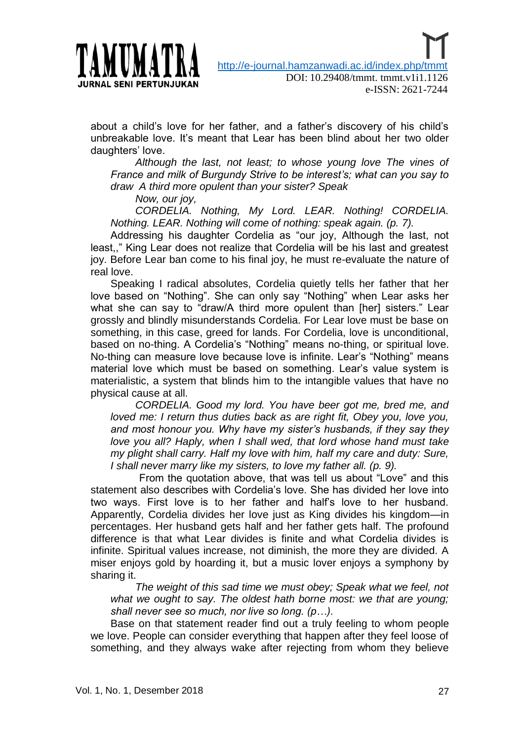about a child's love for her father, and a father's discovery of his child's unbreakable love. It's meant that Lear has been blind about her two older daughters' love.

> *Although the last, not least; to whose young love The vines of France and milk of Burgundy Strive to be interest's; what can you say to draw A third more opulent than your sister? Speak*
>
> *Now, our joy,*
>
> *CORDELIA. Nothing, My Lord. LEAR. Nothing! CORDELIA. Nothing. LEAR. Nothing will come of nothing: speak again. (p. 7).*

Addressing his daughter Cordelia as "our joy, Although the last, not least,," King Lear does not realize that Cordelia will be his last and greatest joy. Before Lear ban come to his final joy, he must re-evaluate the nature of real love.

Speaking I radical absolutes, Cordelia quietly tells her father that her love based on "Nothing". She can only say "Nothing" when Lear asks her what she can say to "draw/A third more opulent than [her] sisters." Lear grossly and blindly misunderstands Cordelia. For Lear love must be base on something, in this case, greed for lands. For Cordelia, love is unconditional, based on no-thing. A Cordelia's "Nothing" means no-thing, or spiritual love. No-thing can measure love because love is infinite. Lear's "Nothing" means material love which must be based on something. Lear's value system is materialistic, a system that blinds him to the intangible values that have no physical cause at all.

> *CORDELIA. Good my lord. You have beer got me, bred me, and loved me: I return thus duties back as are right fit, Obey you, love you, and most honour you. Why have my sister's husbands, if they say they love you all? Haply, when I shall wed, that lord whose hand must take my plight shall carry. Half my love with him, half my care and duty: Sure, I shall never marry like my sisters, to love my father all. (p. 9).*

From the quotation above, that was tell us about "Love" and this statement also describes with Cordelia's love. She has divided her love into two ways. First love is to her father and half's love to her husband. Apparently, Cordelia divides her love just as King divides his kingdom—in percentages. Her husband gets half and her father gets half. The profound difference is that what Lear divides is finite and what Cordelia divides is infinite. Spiritual values increase, not diminish, the more they are divided. A miser enjoys gold by hoarding it, but a music lover enjoys a symphony by sharing it.

> *The weight of this sad time we must obey; Speak what we feel, not what we ought to say. The oldest hath borne most: we that are young; shall never see so much, nor live so long. (p…).*

Base on that statement reader find out a truly feeling to whom people we love. People can consider everything that happen after they feel loose of something, and they always wake after rejecting from whom they believe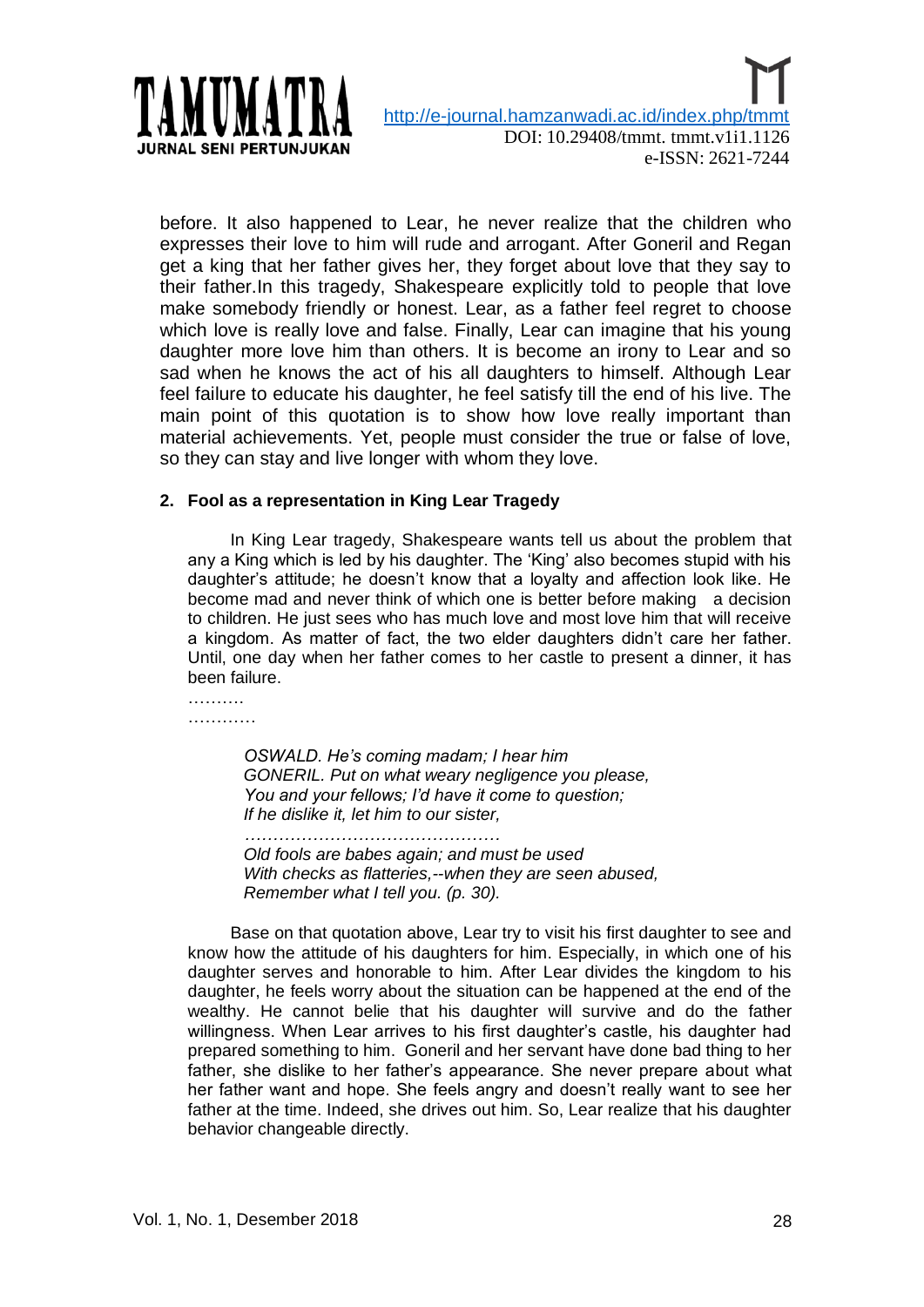before. It also happened to Lear, he never realize that the children who expresses their love to him will rude and arrogant. After Goneril and Regan get a king that her father gives her, they forget about love that they say to their father.In this tragedy, Shakespeare explicitly told to people that love make somebody friendly or honest. Lear, as a father feel regret to choose which love is really love and false. Finally, Lear can imagine that his young daughter more love him than others. It is become an irony to Lear and so sad when he knows the act of his all daughters to himself. Although Lear feel failure to educate his daughter, he feel satisfy till the end of his live. The main point of this quotation is to show how love really important than material achievements. Yet, people must consider the true or false of love, so they can stay and live longer with whom they love.

**2. Fool as a representation in King Lear Tragedy**

In King Lear tragedy, Shakespeare wants tell us about the problem that any a King which is led by his daughter. The 'King' also becomes stupid with his daughter's attitude; he doesn't know that a loyalty and affection look like. He become mad and never think of which one is better before making a decision to children. He just sees who has much love and most love him that will receive a kingdom. As matter of fact, the two elder daughters didn't care her father. Until, one day when her father comes to her castle to present a dinner, it has been failure.

……….

…………

> *OSWALD. He's coming madam; I hear him*
> *GONERIL. Put on what weary negligence you please,*
> *You and your fellows; I'd have it come to question;*
> *If he dislike it, let him to our sister,*
> *………………………………………*
> *Old fools are babes again; and must be used*
> *With checks as flatteries,--when they are seen abused,*
> *Remember what I tell you. (p. 30).*

Base on that quotation above, Lear try to visit his first daughter to see and know how the attitude of his daughters for him. Especially, in which one of his daughter serves and honorable to him. After Lear divides the kingdom to his daughter, he feels worry about the situation can be happened at the end of the wealthy. He cannot belie that his daughter will survive and do the father willingness. When Lear arrives to his first daughter's castle, his daughter had prepared something to him. Goneril and her servant have done bad thing to her father, she dislike to her father's appearance. She never prepare about what her father want and hope. She feels angry and doesn't really want to see her father at the time. Indeed, she drives out him. So, Lear realize that his daughter behavior changeable directly.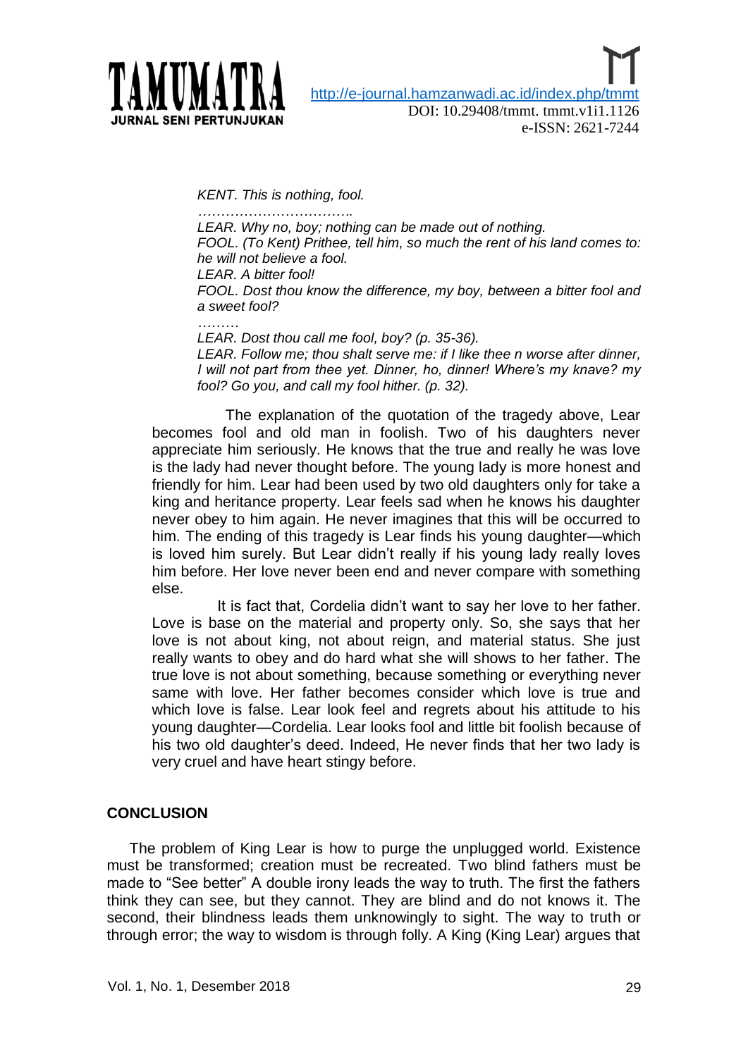*KENT. This is nothing, fool.*

*…………………………..*

*LEAR. Why no, boy; nothing can be made out of nothing.*

*FOOL. (To Kent) Prithee, tell him, so much the rent of his land comes to: he will not believe a fool.*

*LEAR. A bitter fool!*

*FOOL. Dost thou know the difference, my boy, between a bitter fool and a sweet fool?*

*………*

*LEAR. Dost thou call me fool, boy? (p. 35-36).*

*LEAR. Follow me; thou shalt serve me: if I like thee n worse after dinner, I will not part from thee yet. Dinner, ho, dinner! Where's my knave? my fool? Go you, and call my fool hither. (p. 32).*

The explanation of the quotation of the tragedy above, Lear becomes fool and old man in foolish. Two of his daughters never appreciate him seriously. He knows that the true and really he was love is the lady had never thought before. The young lady is more honest and friendly for him. Lear had been used by two old daughters only for take a king and heritance property. Lear feels sad when he knows his daughter never obey to him again. He never imagines that this will be occurred to him. The ending of this tragedy is Lear finds his young daughter—which is loved him surely. But Lear didn't really if his young lady really loves him before. Her love never been end and never compare with something else.

It is fact that, Cordelia didn't want to say her love to her father. Love is base on the material and property only. So, she says that her love is not about king, not about reign, and material status. She just really wants to obey and do hard what she will shows to her father. The true love is not about something, because something or everything never same with love. Her father becomes consider which love is true and which love is false. Lear look feel and regrets about his attitude to his young daughter—Cordelia. Lear looks fool and little bit foolish because of his two old daughter's deed. Indeed, He never finds that her two lady is very cruel and have heart stingy before.

## CONCLUSION

The problem of King Lear is how to purge the unplugged world. Existence must be transformed; creation must be recreated. Two blind fathers must be made to "See better" A double irony leads the way to truth. The first the fathers think they can see, but they cannot. They are blind and do not knows it. The second, their blindness leads them unknowingly to sight. The way to truth or through error; the way to wisdom is through folly. A King (King Lear) argues that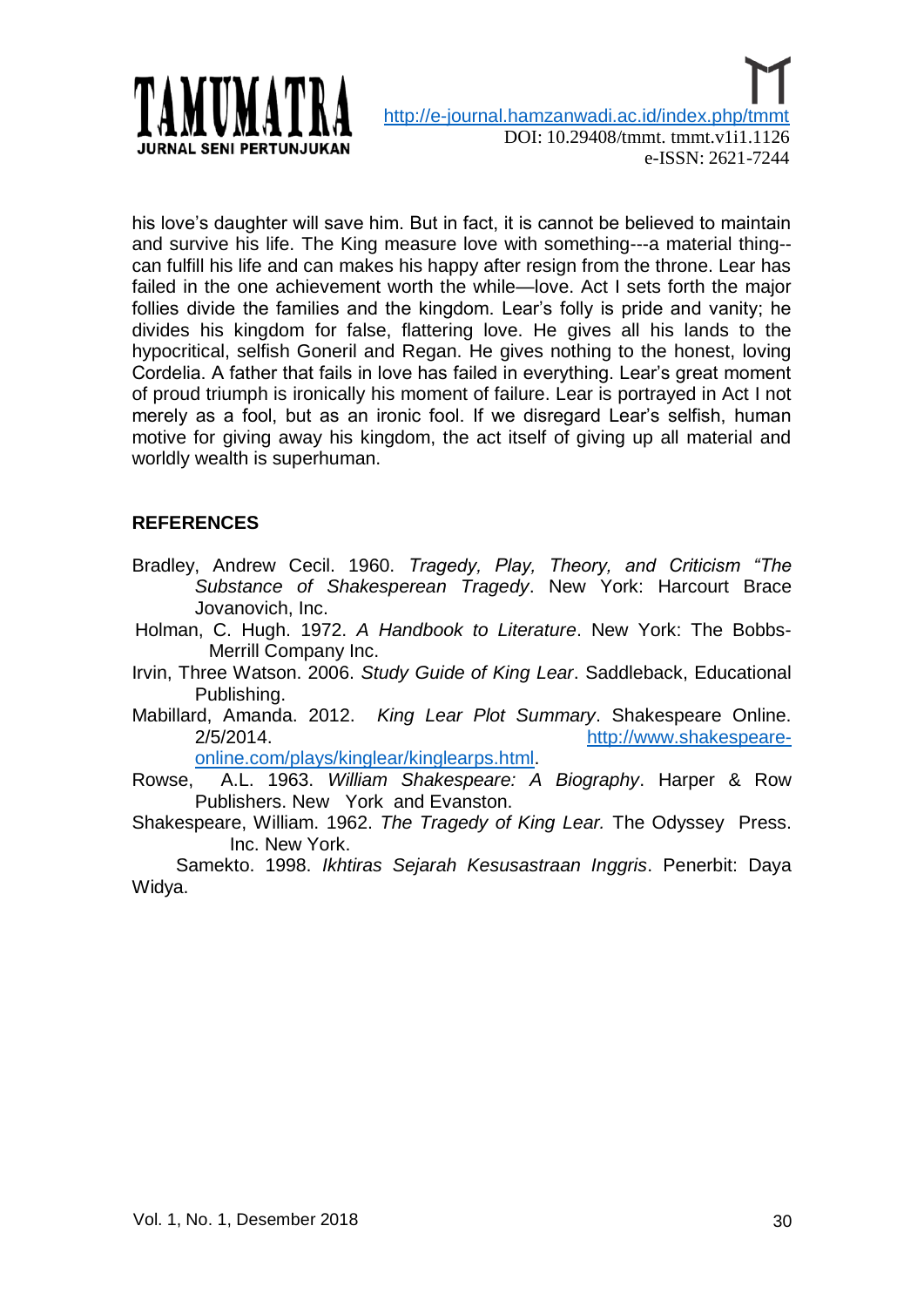his love's daughter will save him. But in fact, it is cannot be believed to maintain and survive his life. The King measure love with something---a material thing--can fulfill his life and can makes his happy after resign from the throne. Lear has failed in the one achievement worth the while—love. Act I sets forth the major follies divide the families and the kingdom. Lear's folly is pride and vanity; he divides his kingdom for false, flattering love. He gives all his lands to the hypocritical, selfish Goneril and Regan. He gives nothing to the honest, loving Cordelia. A father that fails in love has failed in everything. Lear's great moment of proud triumph is ironically his moment of failure. Lear is portrayed in Act I not merely as a fool, but as an ironic fool. If we disregard Lear's selfish, human motive for giving away his kingdom, the act itself of giving up all material and worldly wealth is superhuman.

## REFERENCES

Bradley, Andrew Cecil. 1960. *Tragedy, Play, Theory, and Criticism "The Substance of Shakesperean Tragedy*. New York: Harcourt Brace Jovanovich, Inc.

Holman, C. Hugh. 1972. *A Handbook to Literature*. New York: The Bobbs-Merrill Company Inc.

Irvin, Three Watson. 2006. *Study Guide of King Lear*. Saddleback, Educational Publishing.

Mabillard, Amanda. 2012. *King Lear Plot Summary*. Shakespeare Online. 2/5/2014. http://www.shakespeare-online.com/plays/kinglear/kinglearps.html.

Rowse, A.L. 1963. *William Shakespeare: A Biography*. Harper & Row Publishers. New York and Evanston.

Shakespeare, William. 1962. *The Tragedy of King Lear.* The Odyssey Press. Inc. New York.

Samekto. 1998. *Ikhtiras Sejarah Kesusastraan Inggris*. Penerbit: Daya Widya.